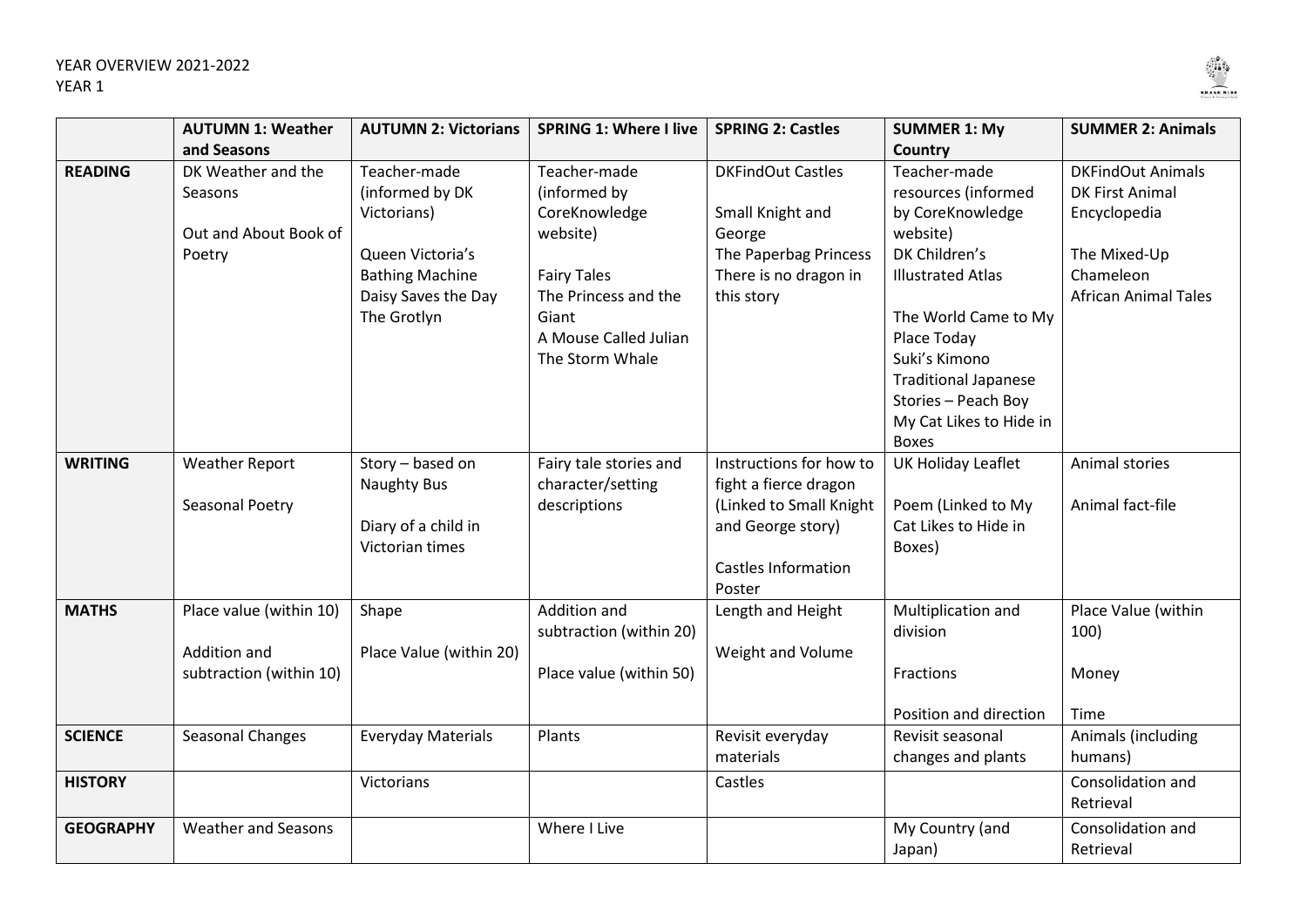YEAR OVERVIEW 2021-2022
YEAR 1

| | AUTUMN 1: Weather and Seasons | AUTUMN 2: Victorians | SPRING 1: Where I live | SPRING 2: Castles | SUMMER 1: My Country | SUMMER 2: Animals |
|---|---|---|---|---|---|---|
| **READING** | DK Weather and the Seasons<br><br>Out and About Book of Poetry | Teacher-made (informed by DK Victorians)<br><br>Queen Victoria's Bathing Machine<br>Daisy Saves the Day<br>The Grotlyn | Teacher-made (informed by CoreKnowledge website)<br><br>Fairy Tales<br>The Princess and the Giant<br>A Mouse Called Julian<br>The Storm Whale | DKFindOut Castles<br><br>Small Knight and George<br>The Paperbag Princess<br>There is no dragon in this story | Teacher-made resources (informed by CoreKnowledge website)<br>DK Children's Illustrated Atlas<br><br>The World Came to My Place Today<br>Suki's Kimono<br>Traditional Japanese Stories – Peach Boy<br>My Cat Likes to Hide in Boxes | DKFindOut Animals<br>DK First Animal Encyclopedia<br><br>The Mixed-Up Chameleon<br>African Animal Tales |
| **WRITING** | Weather Report<br><br>Seasonal Poetry | Story – based on Naughty Bus<br><br>Diary of a child in Victorian times | Fairy tale stories and character/setting descriptions | Instructions for how to fight a fierce dragon (Linked to Small Knight and George story)<br><br>Castles Information Poster | UK Holiday Leaflet<br><br>Poem (Linked to My Cat Likes to Hide in Boxes) | Animal stories<br><br>Animal fact-file |
| **MATHS** | Place value (within 10)<br><br>Addition and subtraction (within 10) | Shape<br><br>Place Value (within 20) | Addition and subtraction (within 20)<br><br>Place value (within 50) | Length and Height<br><br>Weight and Volume | Multiplication and division<br><br>Fractions<br><br>Position and direction | Place Value (within 100)<br><br>Money<br><br>Time |
| **SCIENCE** | Seasonal Changes | Everyday Materials | Plants | Revisit everyday materials | Revisit seasonal changes and plants | Animals (including humans) |
| **HISTORY** | | Victorians | | Castles | | Consolidation and Retrieval |
| **GEOGRAPHY** | Weather and Seasons | | Where I Live | | My Country (and Japan) | Consolidation and Retrieval |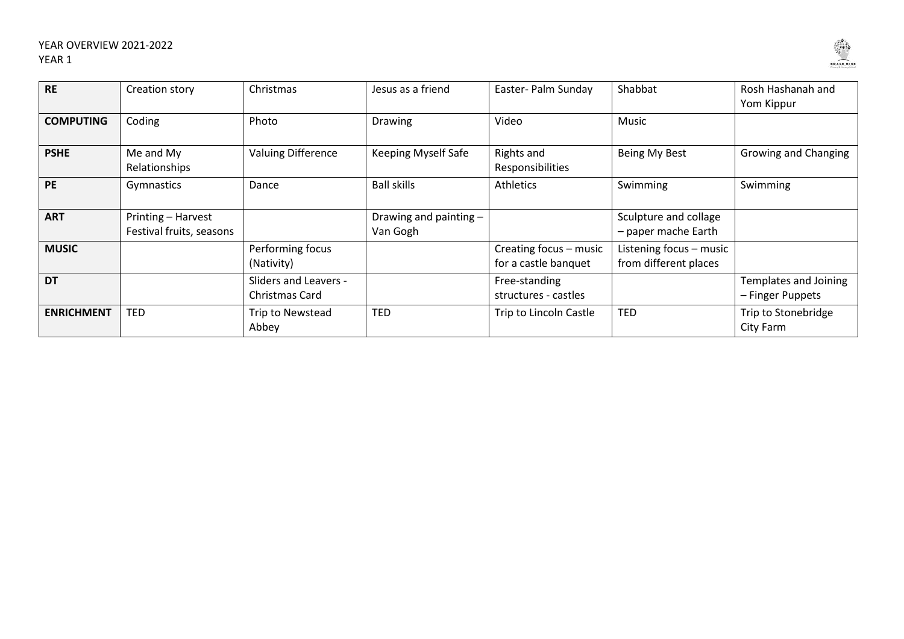YEAR OVERVIEW 2021-2022
YEAR 1

| | | | | | | |
|---|---|---|---|---|---|---|
| **RE** | Creation story | Christmas | Jesus as a friend | Easter- Palm Sunday | Shabbat | Rosh Hashanah and Yom Kippur |
| **COMPUTING** | Coding | Photo | Drawing | Video | Music | |
| **PSHE** | Me and My Relationships | Valuing Difference | Keeping Myself Safe | Rights and Responsibilities | Being My Best | Growing and Changing |
| **PE** | Gymnastics | Dance | Ball skills | Athletics | Swimming | Swimming |
| **ART** | Printing – Harvest Festival fruits, seasons | | Drawing and painting – Van Gogh | | Sculpture and collage – paper mache Earth | |
| **MUSIC** | | Performing focus (Nativity) | | Creating focus – music for a castle banquet | Listening focus – music from different places | |
| **DT** | | Sliders and Leavers - Christmas Card | | Free-standing structures - castles | | Templates and Joining – Finger Puppets |
| **ENRICHMENT** | TED | Trip to Newstead Abbey | TED | Trip to Lincoln Castle | TED | Trip to Stonebridge City Farm |